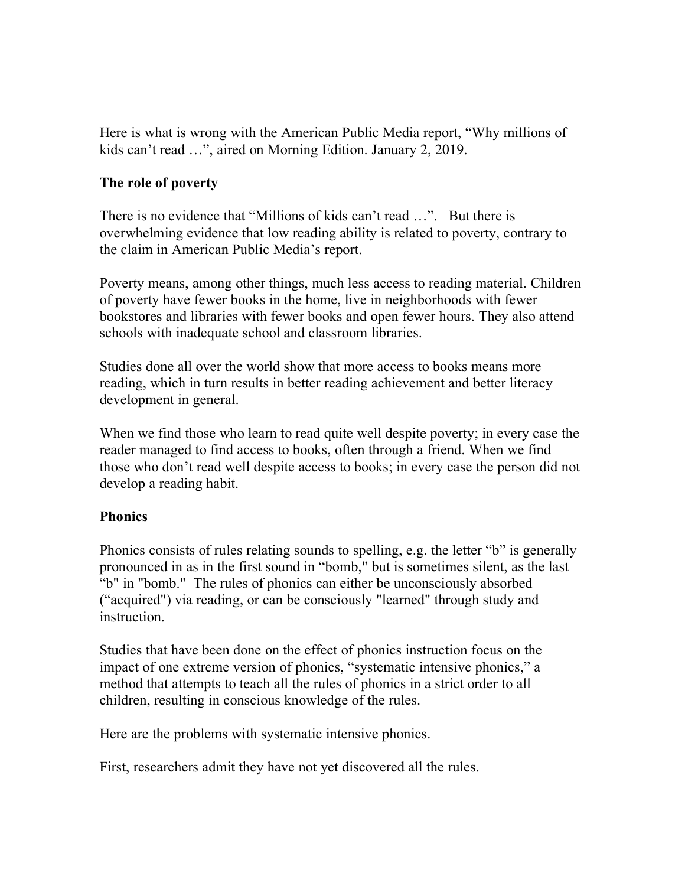Here is what is wrong with the American Public Media report, "Why millions of kids can't read …", aired on Morning Edition. January 2, 2019.

**The role of poverty**

There is no evidence that "Millions of kids can't read …". But there is overwhelming evidence that low reading ability is related to poverty, contrary to the claim in American Public Media's report.

Poverty means, among other things, much less access to reading material. Children of poverty have fewer books in the home, live in neighborhoods with fewer bookstores and libraries with fewer books and open fewer hours. They also attend schools with inadequate school and classroom libraries.

Studies done all over the world show that more access to books means more reading, which in turn results in better reading achievement and better literacy development in general.

When we find those who learn to read quite well despite poverty; in every case the reader managed to find access to books, often through a friend. When we find those who don't read well despite access to books; in every case the person did not develop a reading habit.

**Phonics**

Phonics consists of rules relating sounds to spelling, e.g. the letter "b" is generally pronounced in as in the first sound in "bomb," but is sometimes silent, as the last "b" in "bomb." The rules of phonics can either be unconsciously absorbed ("acquired") via reading, or can be consciously "learned" through study and instruction.

Studies that have been done on the effect of phonics instruction focus on the impact of one extreme version of phonics, "systematic intensive phonics," a method that attempts to teach all the rules of phonics in a strict order to all children, resulting in conscious knowledge of the rules.

Here are the problems with systematic intensive phonics.

First, researchers admit they have not yet discovered all the rules.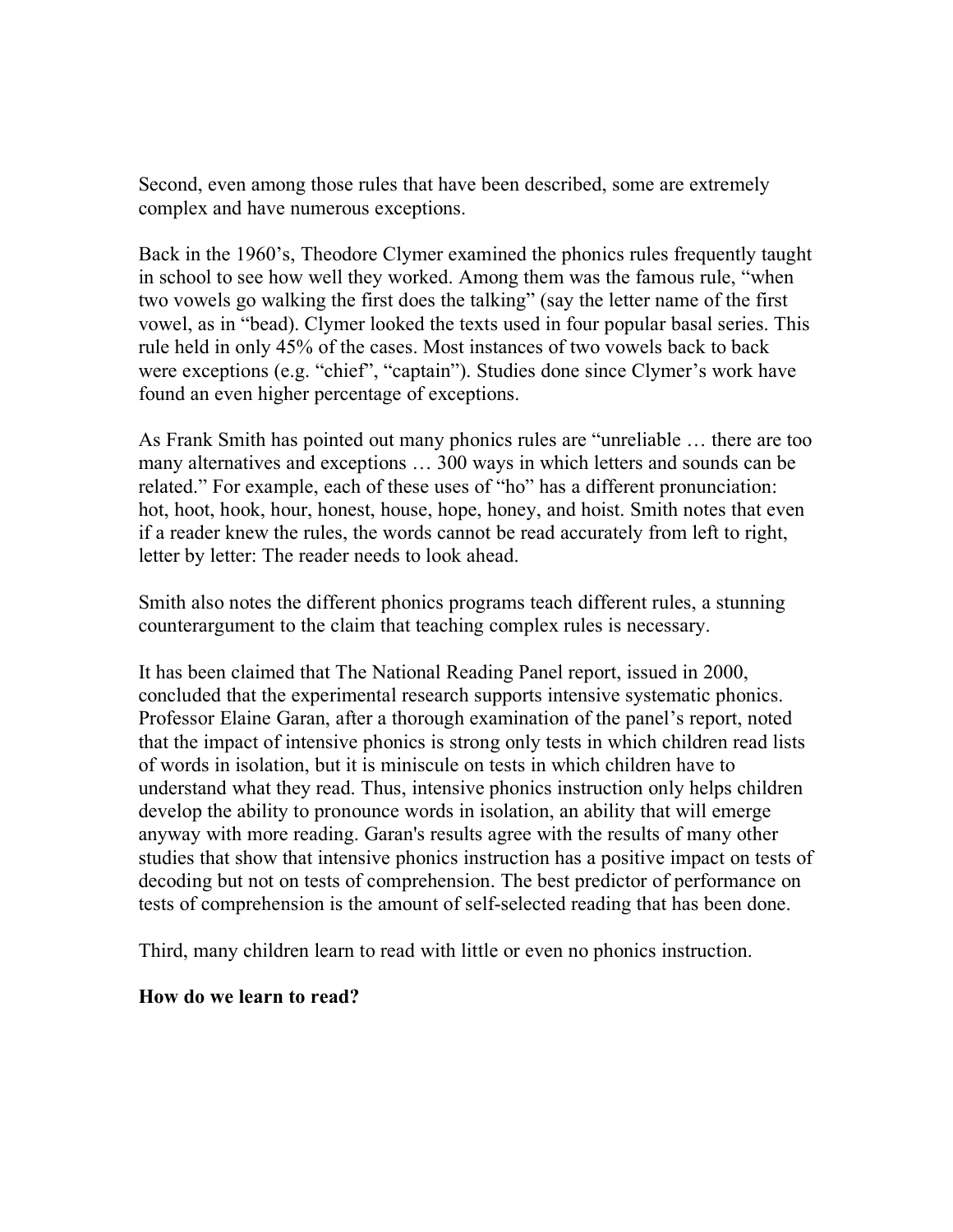Second, even among those rules that have been described, some are extremely complex and have numerous exceptions.

Back in the 1960's, Theodore Clymer examined the phonics rules frequently taught in school to see how well they worked. Among them was the famous rule, "when two vowels go walking the first does the talking" (say the letter name of the first vowel, as in "bead). Clymer looked the texts used in four popular basal series. This rule held in only 45% of the cases. Most instances of two vowels back to back were exceptions (e.g. "chief", "captain"). Studies done since Clymer's work have found an even higher percentage of exceptions.

As Frank Smith has pointed out many phonics rules are "unreliable … there are too many alternatives and exceptions … 300 ways in which letters and sounds can be related." For example, each of these uses of "ho" has a different pronunciation: hot, hoot, hook, hour, honest, house, hope, honey, and hoist. Smith notes that even if a reader knew the rules, the words cannot be read accurately from left to right, letter by letter: The reader needs to look ahead.

Smith also notes the different phonics programs teach different rules, a stunning counterargument to the claim that teaching complex rules is necessary.

It has been claimed that The National Reading Panel report, issued in 2000, concluded that the experimental research supports intensive systematic phonics. Professor Elaine Garan, after a thorough examination of the panel's report, noted that the impact of intensive phonics is strong only tests in which children read lists of words in isolation, but it is miniscule on tests in which children have to understand what they read. Thus, intensive phonics instruction only helps children develop the ability to pronounce words in isolation, an ability that will emerge anyway with more reading. Garan's results agree with the results of many other studies that show that intensive phonics instruction has a positive impact on tests of decoding but not on tests of comprehension. The best predictor of performance on tests of comprehension is the amount of self-selected reading that has been done.

Third, many children learn to read with little or even no phonics instruction.

**How do we learn to read?**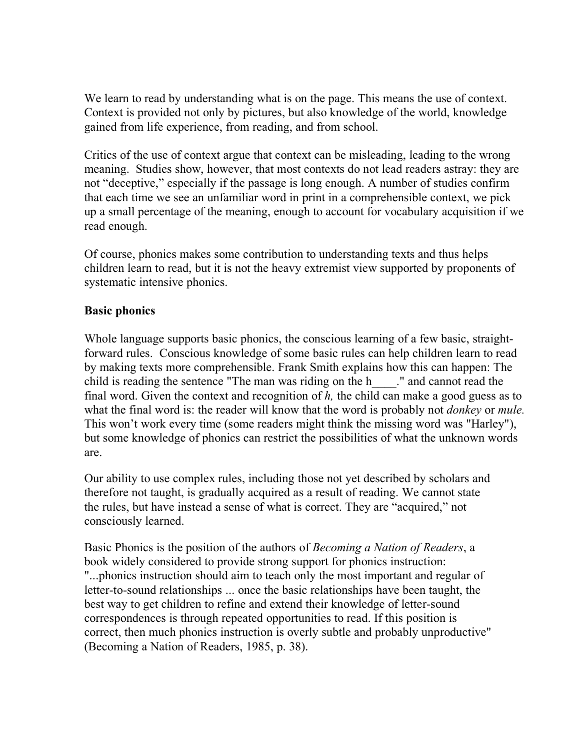We learn to read by understanding what is on the page. This means the use of context. Context is provided not only by pictures, but also knowledge of the world, knowledge gained from life experience, from reading, and from school.

Critics of the use of context argue that context can be misleading, leading to the wrong meaning. Studies show, however, that most contexts do not lead readers astray: they are not "deceptive," especially if the passage is long enough. A number of studies confirm that each time we see an unfamiliar word in print in a comprehensible context, we pick up a small percentage of the meaning, enough to account for vocabulary acquisition if we read enough.

Of course, phonics makes some contribution to understanding texts and thus helps children learn to read, but it is not the heavy extremist view supported by proponents of systematic intensive phonics.

**Basic phonics**

Whole language supports basic phonics, the conscious learning of a few basic, straight-forward rules. Conscious knowledge of some basic rules can help children learn to read by making texts more comprehensible. Frank Smith explains how this can happen: The child is reading the sentence "The man was riding on the h____." and cannot read the final word. Given the context and recognition of *h,* the child can make a good guess as to what the final word is: the reader will know that the word is probably not *donkey* or *mule.* This won't work every time (some readers might think the missing word was "Harley"), but some knowledge of phonics can restrict the possibilities of what the unknown words are.

Our ability to use complex rules, including those not yet described by scholars and therefore not taught, is gradually acquired as a result of reading. We cannot state the rules, but have instead a sense of what is correct. They are "acquired," not consciously learned.

Basic Phonics is the position of the authors of *Becoming a Nation of Readers*, a book widely considered to provide strong support for phonics instruction: "...phonics instruction should aim to teach only the most important and regular of letter-to-sound relationships ... once the basic relationships have been taught, the best way to get children to refine and extend their knowledge of letter-sound correspondences is through repeated opportunities to read. If this position is correct, then much phonics instruction is overly subtle and probably unproductive" (Becoming a Nation of Readers, 1985, p. 38).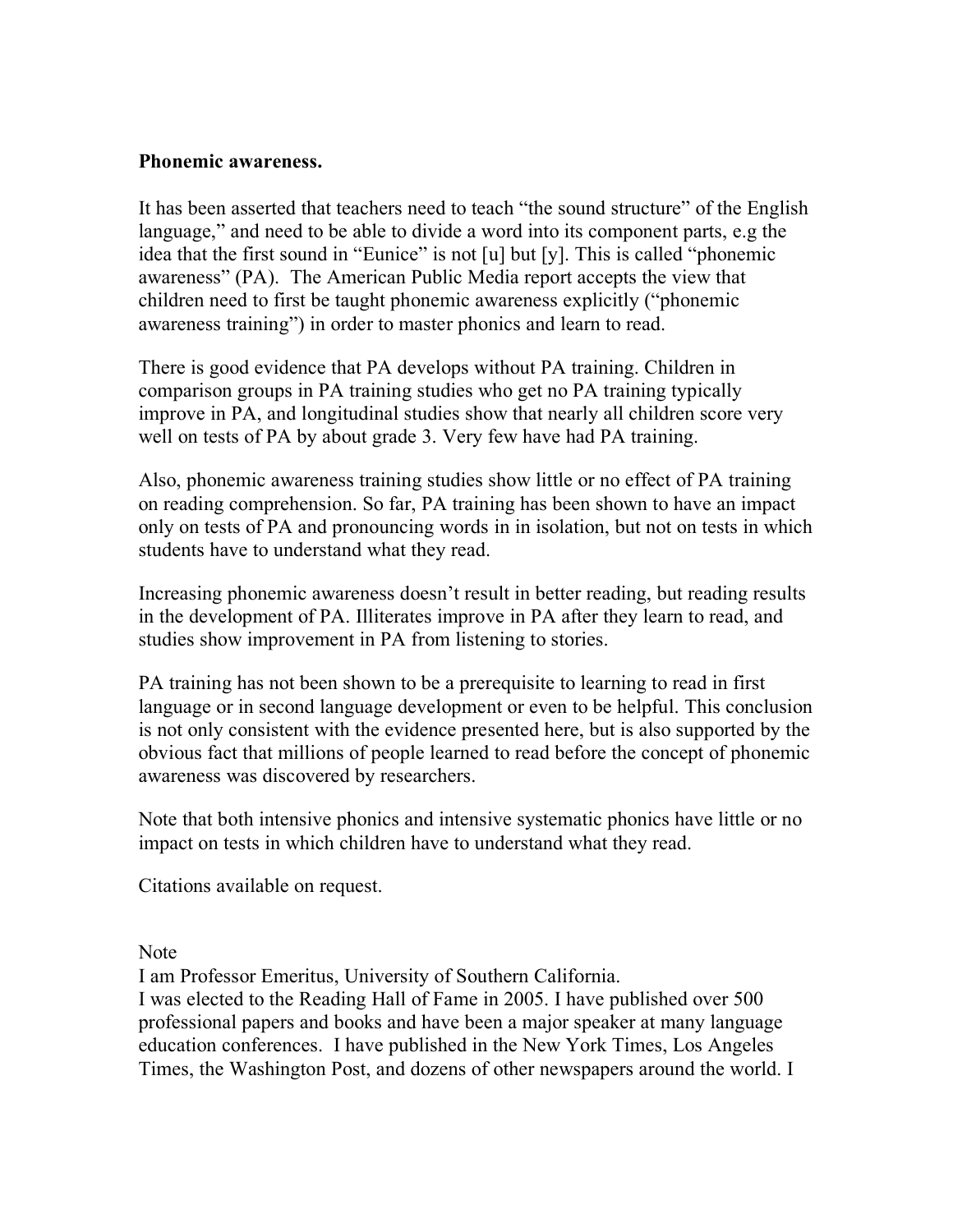**Phonemic awareness.**

It has been asserted that teachers need to teach "the sound structure" of the English language," and need to be able to divide a word into its component parts, e.g the idea that the first sound in "Eunice" is not [u] but [y]. This is called "phonemic awareness" (PA). The American Public Media report accepts the view that children need to first be taught phonemic awareness explicitly ("phonemic awareness training") in order to master phonics and learn to read.

There is good evidence that PA develops without PA training. Children in comparison groups in PA training studies who get no PA training typically improve in PA, and longitudinal studies show that nearly all children score very well on tests of PA by about grade 3. Very few have had PA training.

Also, phonemic awareness training studies show little or no effect of PA training on reading comprehension. So far, PA training has been shown to have an impact only on tests of PA and pronouncing words in in isolation, but not on tests in which students have to understand what they read.

Increasing phonemic awareness doesn't result in better reading, but reading results in the development of PA. Illiterates improve in PA after they learn to read, and studies show improvement in PA from listening to stories.

PA training has not been shown to be a prerequisite to learning to read in first language or in second language development or even to be helpful. This conclusion is not only consistent with the evidence presented here, but is also supported by the obvious fact that millions of people learned to read before the concept of phonemic awareness was discovered by researchers.

Note that both intensive phonics and intensive systematic phonics have little or no impact on tests in which children have to understand what they read.

Citations available on request.

Note

I am Professor Emeritus, University of Southern California.
I was elected to the Reading Hall of Fame in 2005. I have published over 500 professional papers and books and have been a major speaker at many language education conferences. I have published in the New York Times, Los Angeles Times, the Washington Post, and dozens of other newspapers around the world. I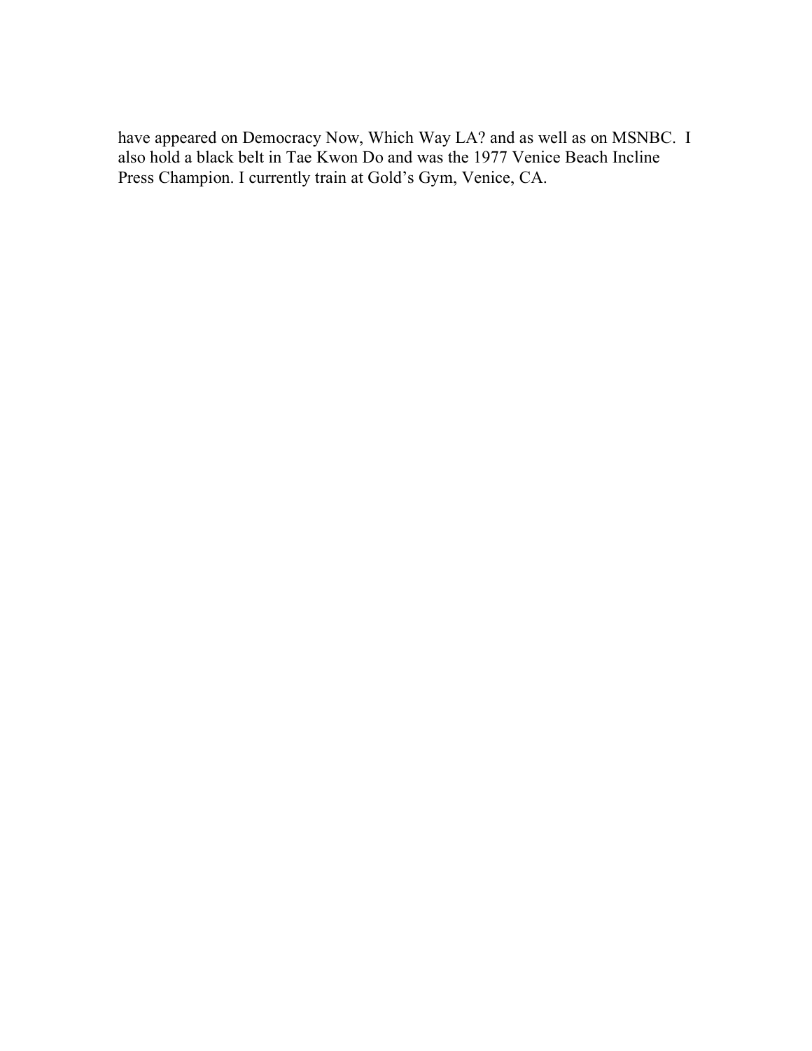have appeared on Democracy Now, Which Way LA? and as well as on MSNBC. I also hold a black belt in Tae Kwon Do and was the 1977 Venice Beach Incline Press Champion. I currently train at Gold's Gym, Venice, CA.